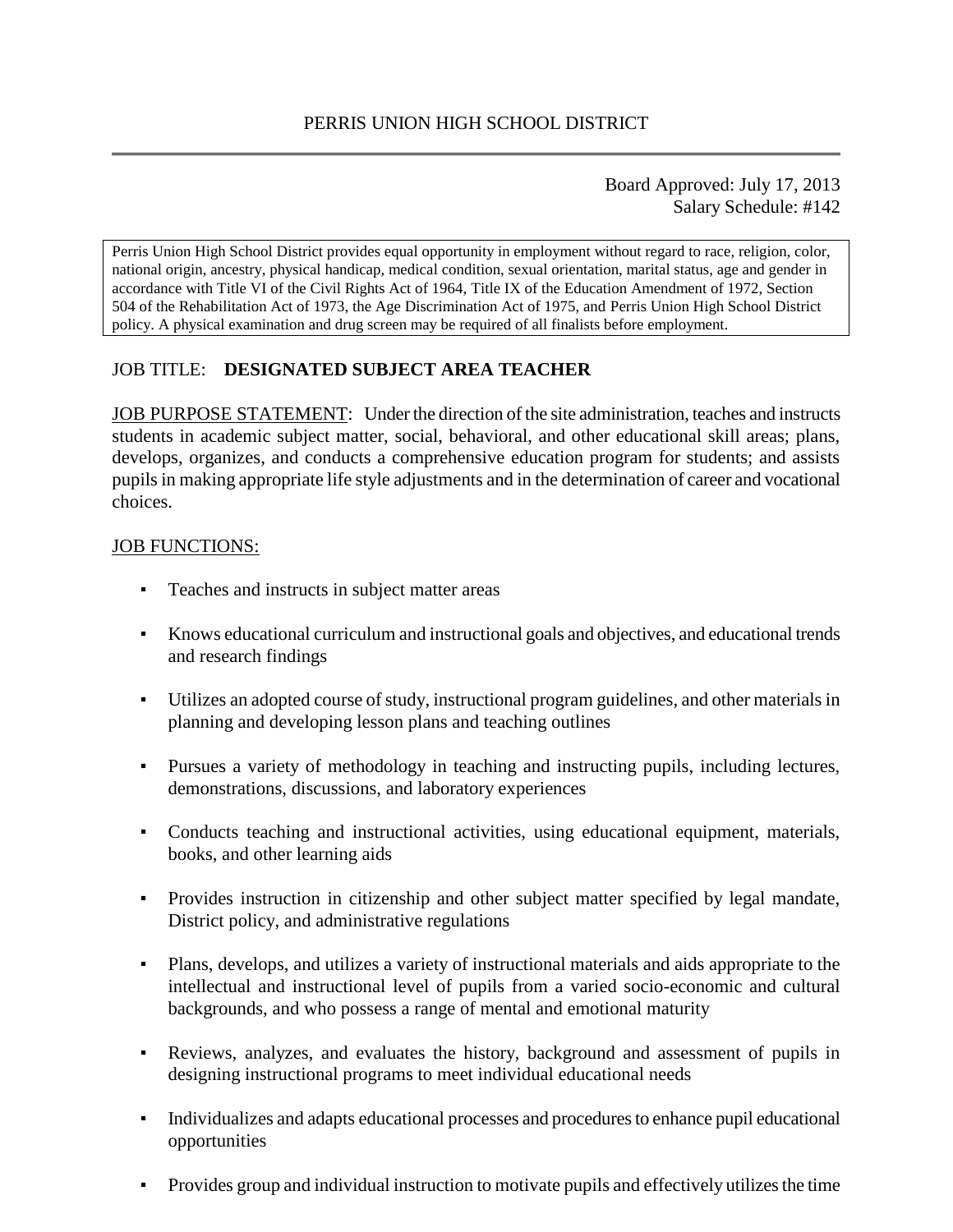# PERRIS UNION HIGH SCHOOL DISTRICT

Board Approved: July 17, 2013
Salary Schedule: #142

Perris Union High School District provides equal opportunity in employment without regard to race, religion, color, national origin, ancestry, physical handicap, medical condition, sexual orientation, marital status, age and gender in accordance with Title VI of the Civil Rights Act of 1964, Title IX of the Education Amendment of 1972, Section 504 of the Rehabilitation Act of 1973, the Age Discrimination Act of 1975, and Perris Union High School District policy. A physical examination and drug screen may be required of all finalists before employment.

JOB TITLE: **DESIGNATED SUBJECT AREA TEACHER**

JOB PURPOSE STATEMENT: Under the direction of the site administration, teaches and instructs students in academic subject matter, social, behavioral, and other educational skill areas; plans, develops, organizes, and conducts a comprehensive education program for students; and assists pupils in making appropriate life style adjustments and in the determination of career and vocational choices.

JOB FUNCTIONS:

- Teaches and instructs in subject matter areas
- Knows educational curriculum and instructional goals and objectives, and educational trends and research findings
- Utilizes an adopted course of study, instructional program guidelines, and other materials in planning and developing lesson plans and teaching outlines
- Pursues a variety of methodology in teaching and instructing pupils, including lectures, demonstrations, discussions, and laboratory experiences
- Conducts teaching and instructional activities, using educational equipment, materials, books, and other learning aids
- Provides instruction in citizenship and other subject matter specified by legal mandate, District policy, and administrative regulations
- Plans, develops, and utilizes a variety of instructional materials and aids appropriate to the intellectual and instructional level of pupils from a varied socio-economic and cultural backgrounds, and who possess a range of mental and emotional maturity
- Reviews, analyzes, and evaluates the history, background and assessment of pupils in designing instructional programs to meet individual educational needs
- Individualizes and adapts educational processes and procedures to enhance pupil educational opportunities
- Provides group and individual instruction to motivate pupils and effectively utilizes the time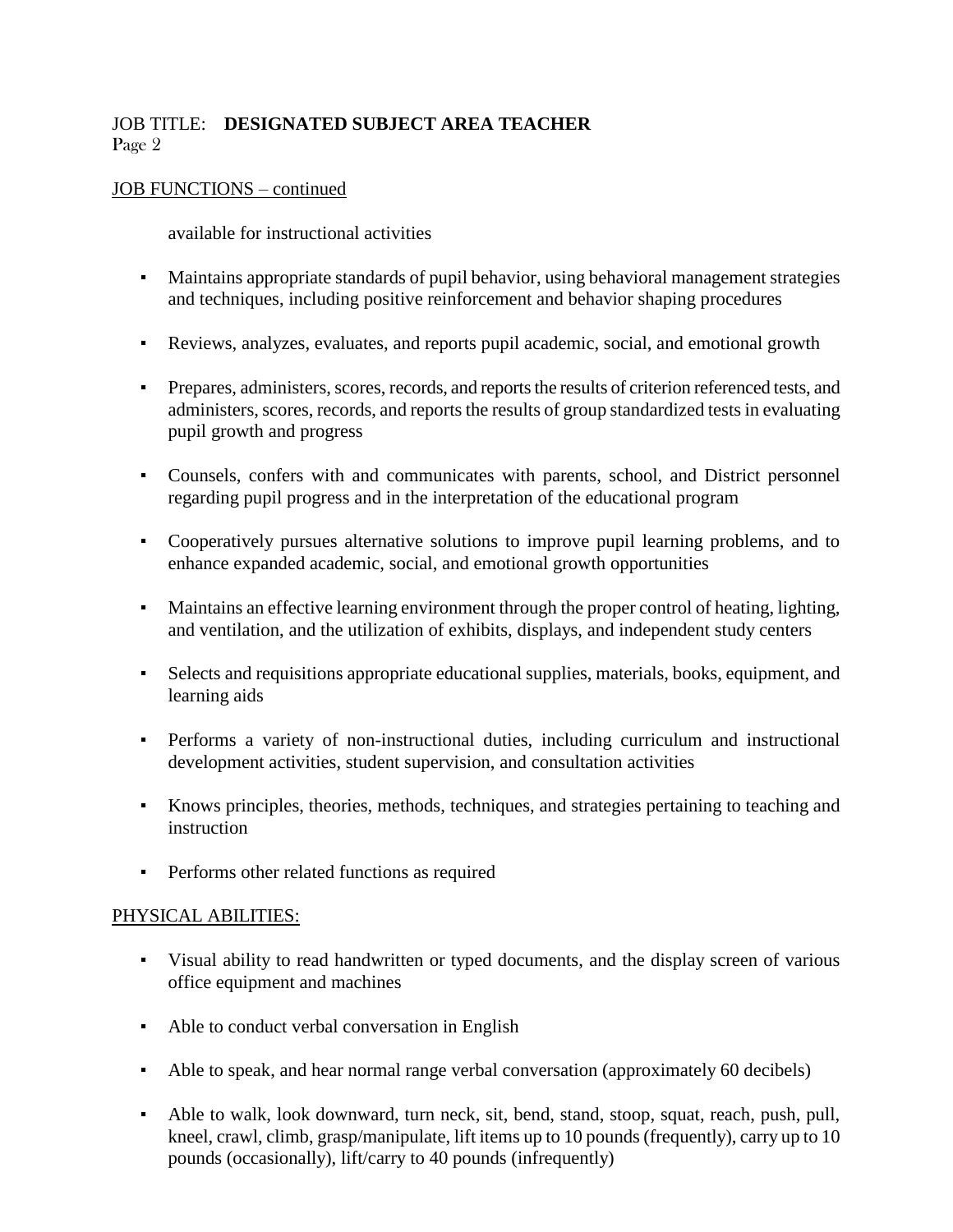JOB TITLE: **DESIGNATED SUBJECT AREA TEACHER**

JOB FUNCTIONS – continued

available for instructional activities

- Maintains appropriate standards of pupil behavior, using behavioral management strategies and techniques, including positive reinforcement and behavior shaping procedures
- Reviews, analyzes, evaluates, and reports pupil academic, social, and emotional growth
- Prepares, administers, scores, records, and reports the results of criterion referenced tests, and administers, scores, records, and reports the results of group standardized tests in evaluating pupil growth and progress
- Counsels, confers with and communicates with parents, school, and District personnel regarding pupil progress and in the interpretation of the educational program
- Cooperatively pursues alternative solutions to improve pupil learning problems, and to enhance expanded academic, social, and emotional growth opportunities
- Maintains an effective learning environment through the proper control of heating, lighting, and ventilation, and the utilization of exhibits, displays, and independent study centers
- Selects and requisitions appropriate educational supplies, materials, books, equipment, and learning aids
- Performs a variety of non-instructional duties, including curriculum and instructional development activities, student supervision, and consultation activities
- Knows principles, theories, methods, techniques, and strategies pertaining to teaching and instruction
- Performs other related functions as required

PHYSICAL ABILITIES:

- Visual ability to read handwritten or typed documents, and the display screen of various office equipment and machines
- Able to conduct verbal conversation in English
- Able to speak, and hear normal range verbal conversation (approximately 60 decibels)
- Able to walk, look downward, turn neck, sit, bend, stand, stoop, squat, reach, push, pull, kneel, crawl, climb, grasp/manipulate, lift items up to 10 pounds (frequently), carry up to 10 pounds (occasionally), lift/carry to 40 pounds (infrequently)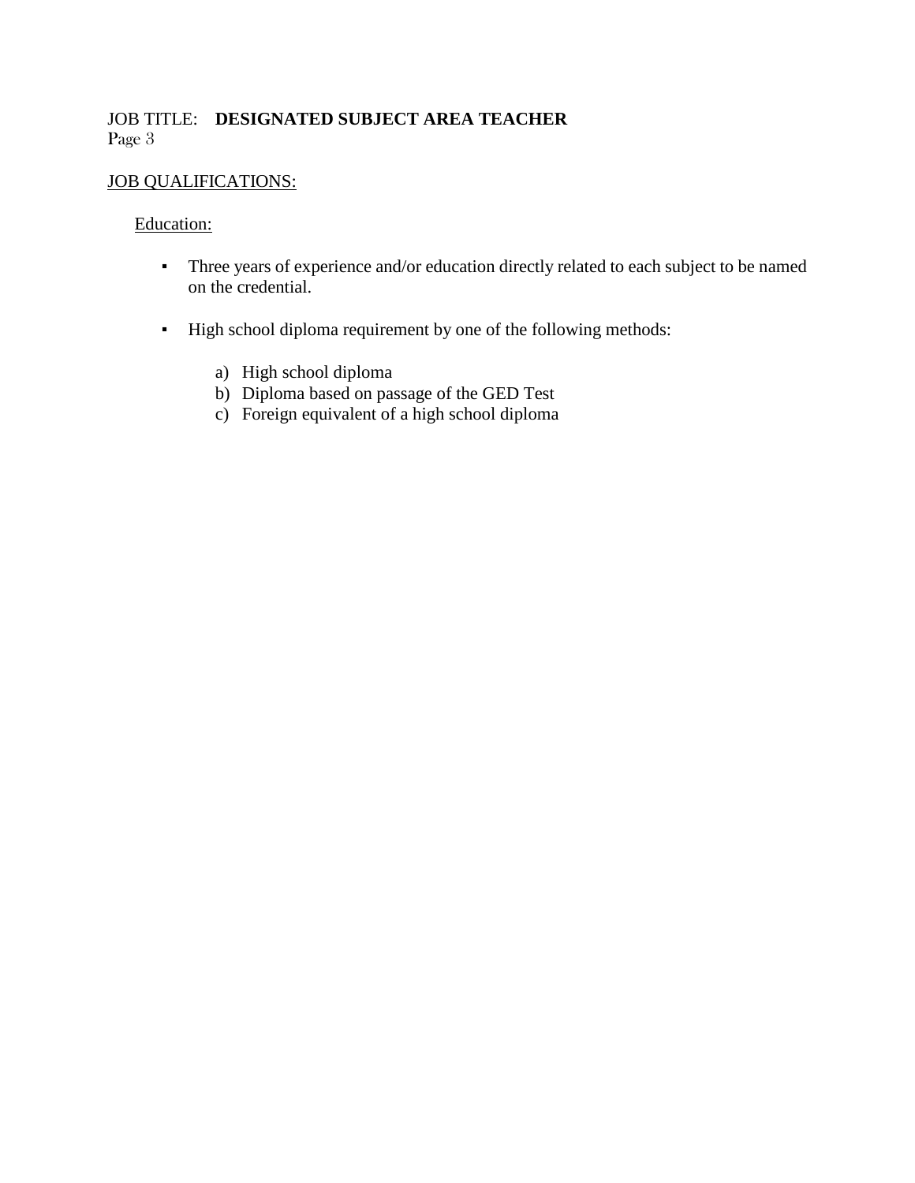JOB TITLE: **DESIGNATED SUBJECT AREA TEACHER**

JOB QUALIFICATIONS:

Education:

- Three years of experience and/or education directly related to each subject to be named on the credential.

- High school diploma requirement by one of the following methods:

  a) High school diploma
  b) Diploma based on passage of the GED Test
  c) Foreign equivalent of a high school diploma